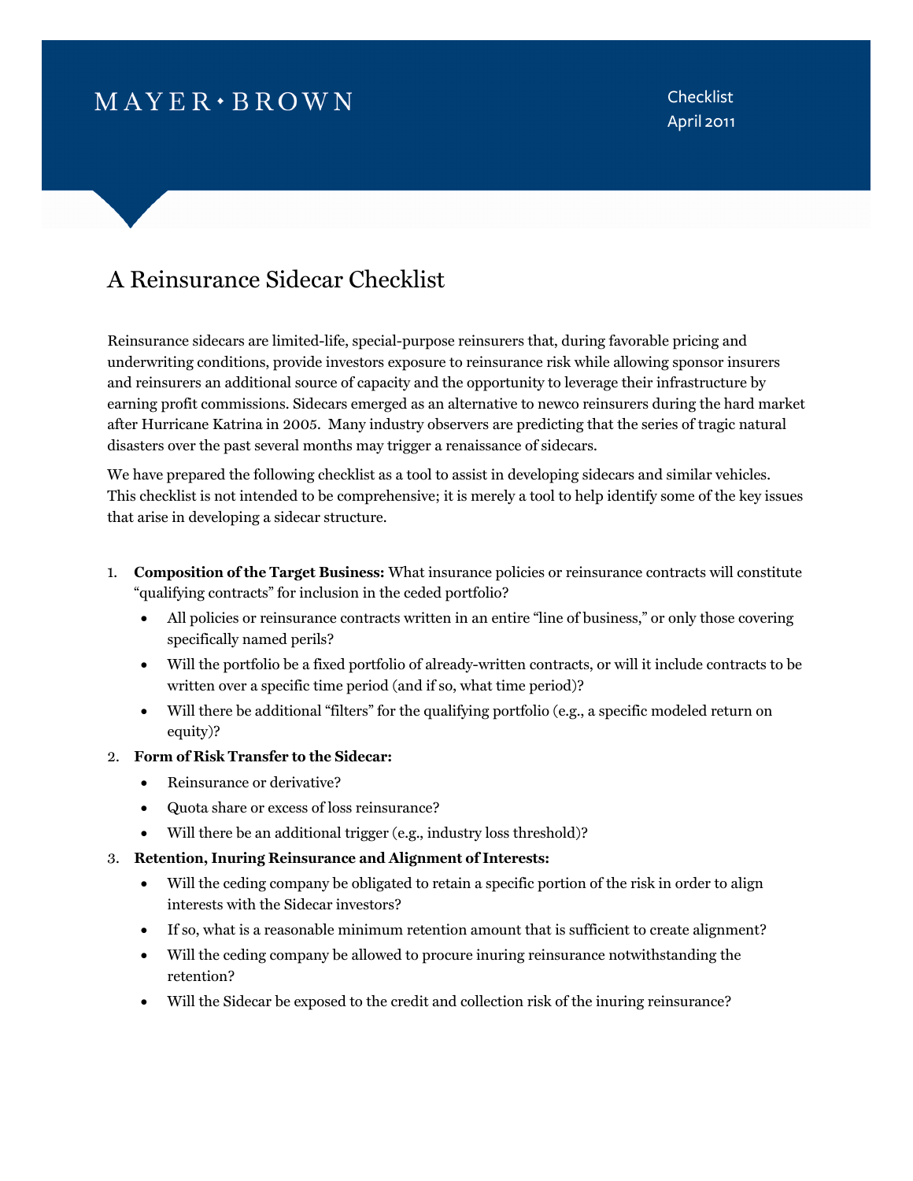MAYER • BROWN

Checklist
April 2011

# A Reinsurance Sidecar Checklist

Reinsurance sidecars are limited-life, special-purpose reinsurers that, during favorable pricing and underwriting conditions, provide investors exposure to reinsurance risk while allowing sponsor insurers and reinsurers an additional source of capacity and the opportunity to leverage their infrastructure by earning profit commissions. Sidecars emerged as an alternative to newco reinsurers during the hard market after Hurricane Katrina in 2005. Many industry observers are predicting that the series of tragic natural disasters over the past several months may trigger a renaissance of sidecars.

We have prepared the following checklist as a tool to assist in developing sidecars and similar vehicles. This checklist is not intended to be comprehensive; it is merely a tool to help identify some of the key issues that arise in developing a sidecar structure.

1. **Composition of the Target Business:** What insurance policies or reinsurance contracts will constitute "qualifying contracts" for inclusion in the ceded portfolio?
   - All policies or reinsurance contracts written in an entire "line of business," or only those covering specifically named perils?
   - Will the portfolio be a fixed portfolio of already-written contracts, or will it include contracts to be written over a specific time period (and if so, what time period)?
   - Will there be additional "filters" for the qualifying portfolio (e.g., a specific modeled return on equity)?
2. **Form of Risk Transfer to the Sidecar:**
   - Reinsurance or derivative?
   - Quota share or excess of loss reinsurance?
   - Will there be an additional trigger (e.g., industry loss threshold)?
3. **Retention, Inuring Reinsurance and Alignment of Interests:**
   - Will the ceding company be obligated to retain a specific portion of the risk in order to align interests with the Sidecar investors?
   - If so, what is a reasonable minimum retention amount that is sufficient to create alignment?
   - Will the ceding company be allowed to procure inuring reinsurance notwithstanding the retention?
   - Will the Sidecar be exposed to the credit and collection risk of the inuring reinsurance?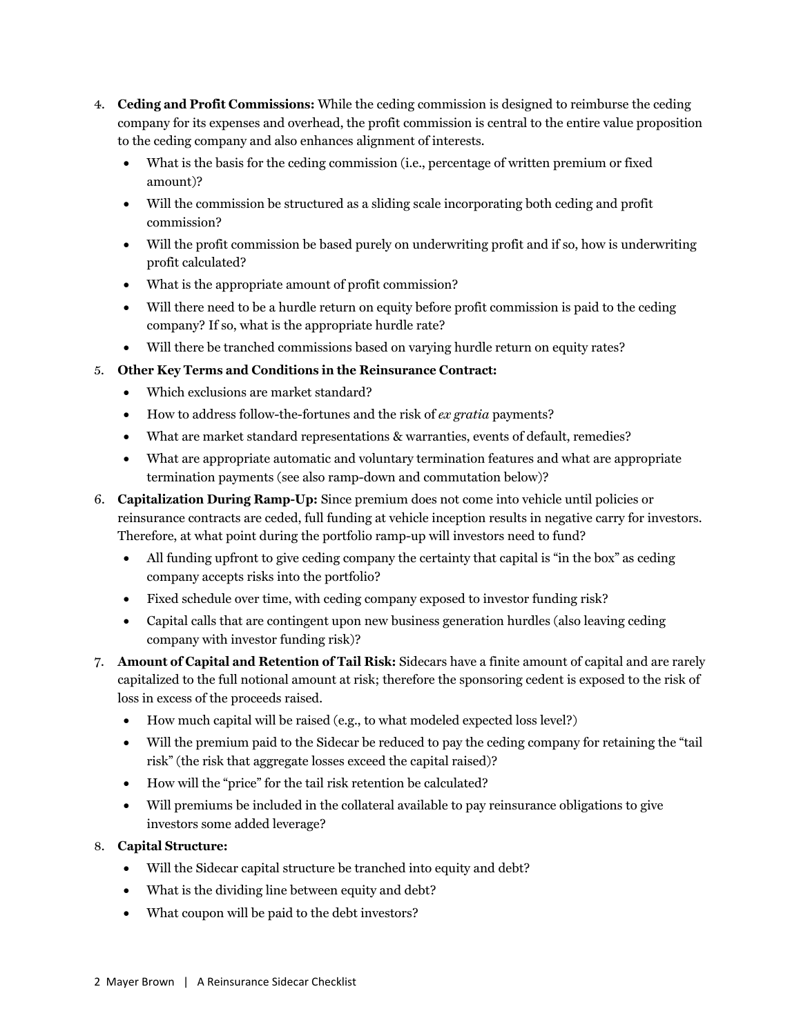4. **Ceding and Profit Commissions:** While the ceding commission is designed to reimburse the ceding company for its expenses and overhead, the profit commission is central to the entire value proposition to the ceding company and also enhances alignment of interests.
   - What is the basis for the ceding commission (i.e., percentage of written premium or fixed amount)?
   - Will the commission be structured as a sliding scale incorporating both ceding and profit commission?
   - Will the profit commission be based purely on underwriting profit and if so, how is underwriting profit calculated?
   - What is the appropriate amount of profit commission?
   - Will there need to be a hurdle return on equity before profit commission is paid to the ceding company? If so, what is the appropriate hurdle rate?
   - Will there be tranched commissions based on varying hurdle return on equity rates?
5. **Other Key Terms and Conditions in the Reinsurance Contract:**
   - Which exclusions are market standard?
   - How to address follow-the-fortunes and the risk of *ex gratia* payments?
   - What are market standard representations & warranties, events of default, remedies?
   - What are appropriate automatic and voluntary termination features and what are appropriate termination payments (see also ramp-down and commutation below)?
6. **Capitalization During Ramp-Up:** Since premium does not come into vehicle until policies or reinsurance contracts are ceded, full funding at vehicle inception results in negative carry for investors. Therefore, at what point during the portfolio ramp-up will investors need to fund?
   - All funding upfront to give ceding company the certainty that capital is "in the box" as ceding company accepts risks into the portfolio?
   - Fixed schedule over time, with ceding company exposed to investor funding risk?
   - Capital calls that are contingent upon new business generation hurdles (also leaving ceding company with investor funding risk)?
7. **Amount of Capital and Retention of Tail Risk:** Sidecars have a finite amount of capital and are rarely capitalized to the full notional amount at risk; therefore the sponsoring cedent is exposed to the risk of loss in excess of the proceeds raised.
   - How much capital will be raised (e.g., to what modeled expected loss level?)
   - Will the premium paid to the Sidecar be reduced to pay the ceding company for retaining the "tail risk" (the risk that aggregate losses exceed the capital raised)?
   - How will the "price" for the tail risk retention be calculated?
   - Will premiums be included in the collateral available to pay reinsurance obligations to give investors some added leverage?
8. **Capital Structure:**
   - Will the Sidecar capital structure be tranched into equity and debt?
   - What is the dividing line between equity and debt?
   - What coupon will be paid to the debt investors?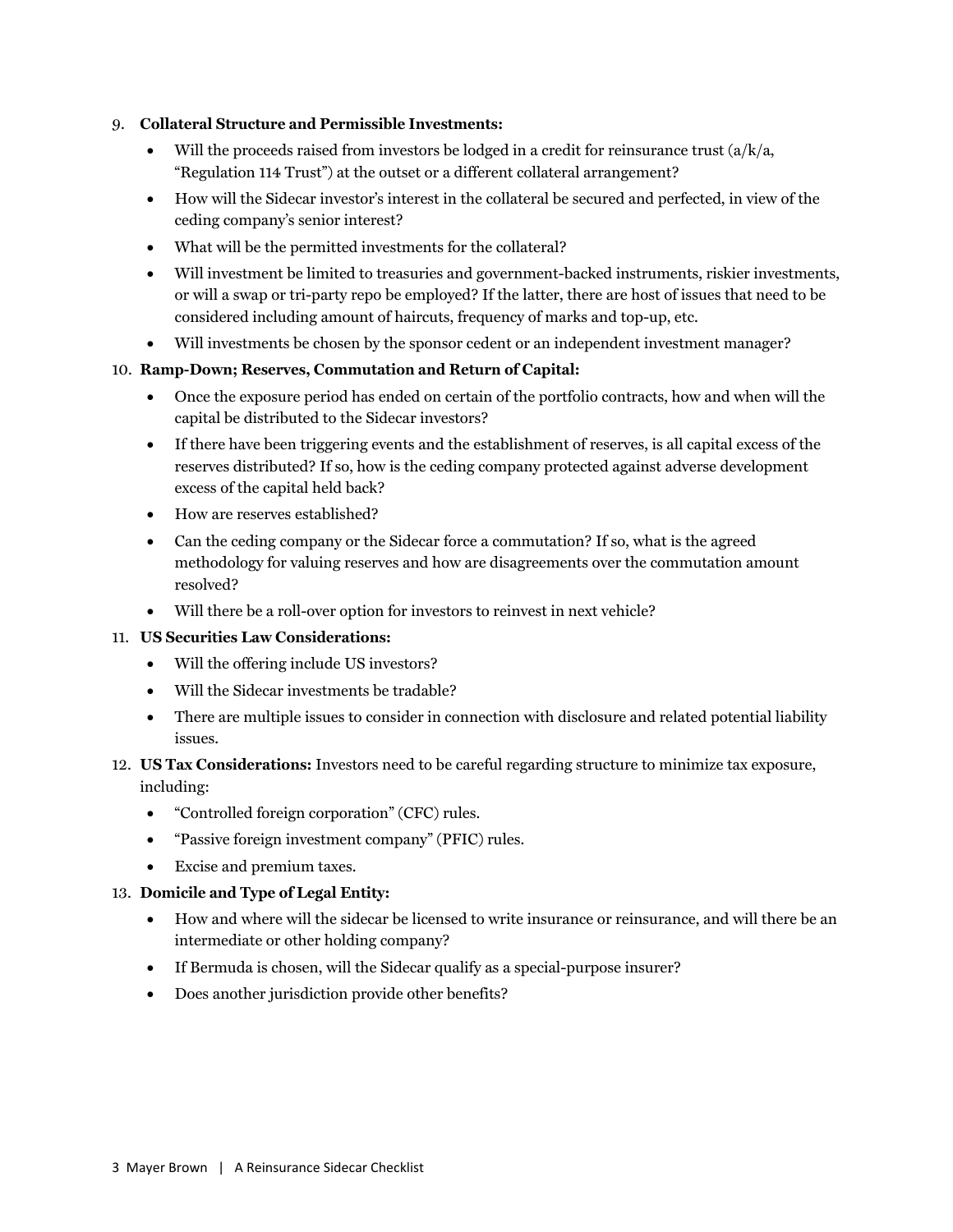9. **Collateral Structure and Permissible Investments:**
    - Will the proceeds raised from investors be lodged in a credit for reinsurance trust (a/k/a, "Regulation 114 Trust") at the outset or a different collateral arrangement?
    - How will the Sidecar investor's interest in the collateral be secured and perfected, in view of the ceding company's senior interest?
    - What will be the permitted investments for the collateral?
    - Will investment be limited to treasuries and government-backed instruments, riskier investments, or will a swap or tri-party repo be employed? If the latter, there are host of issues that need to be considered including amount of haircuts, frequency of marks and top-up, etc.
    - Will investments be chosen by the sponsor cedent or an independent investment manager?
10. **Ramp-Down; Reserves, Commutation and Return of Capital:**
    - Once the exposure period has ended on certain of the portfolio contracts, how and when will the capital be distributed to the Sidecar investors?
    - If there have been triggering events and the establishment of reserves, is all capital excess of the reserves distributed? If so, how is the ceding company protected against adverse development excess of the capital held back?
    - How are reserves established?
    - Can the ceding company or the Sidecar force a commutation? If so, what is the agreed methodology for valuing reserves and how are disagreements over the commutation amount resolved?
    - Will there be a roll-over option for investors to reinvest in next vehicle?
11. **US Securities Law Considerations:**
    - Will the offering include US investors?
    - Will the Sidecar investments be tradable?
    - There are multiple issues to consider in connection with disclosure and related potential liability issues.
12. **US Tax Considerations:** Investors need to be careful regarding structure to minimize tax exposure, including:
    - "Controlled foreign corporation" (CFC) rules.
    - "Passive foreign investment company" (PFIC) rules.
    - Excise and premium taxes.
13. **Domicile and Type of Legal Entity:**
    - How and where will the sidecar be licensed to write insurance or reinsurance, and will there be an intermediate or other holding company?
    - If Bermuda is chosen, will the Sidecar qualify as a special-purpose insurer?
    - Does another jurisdiction provide other benefits?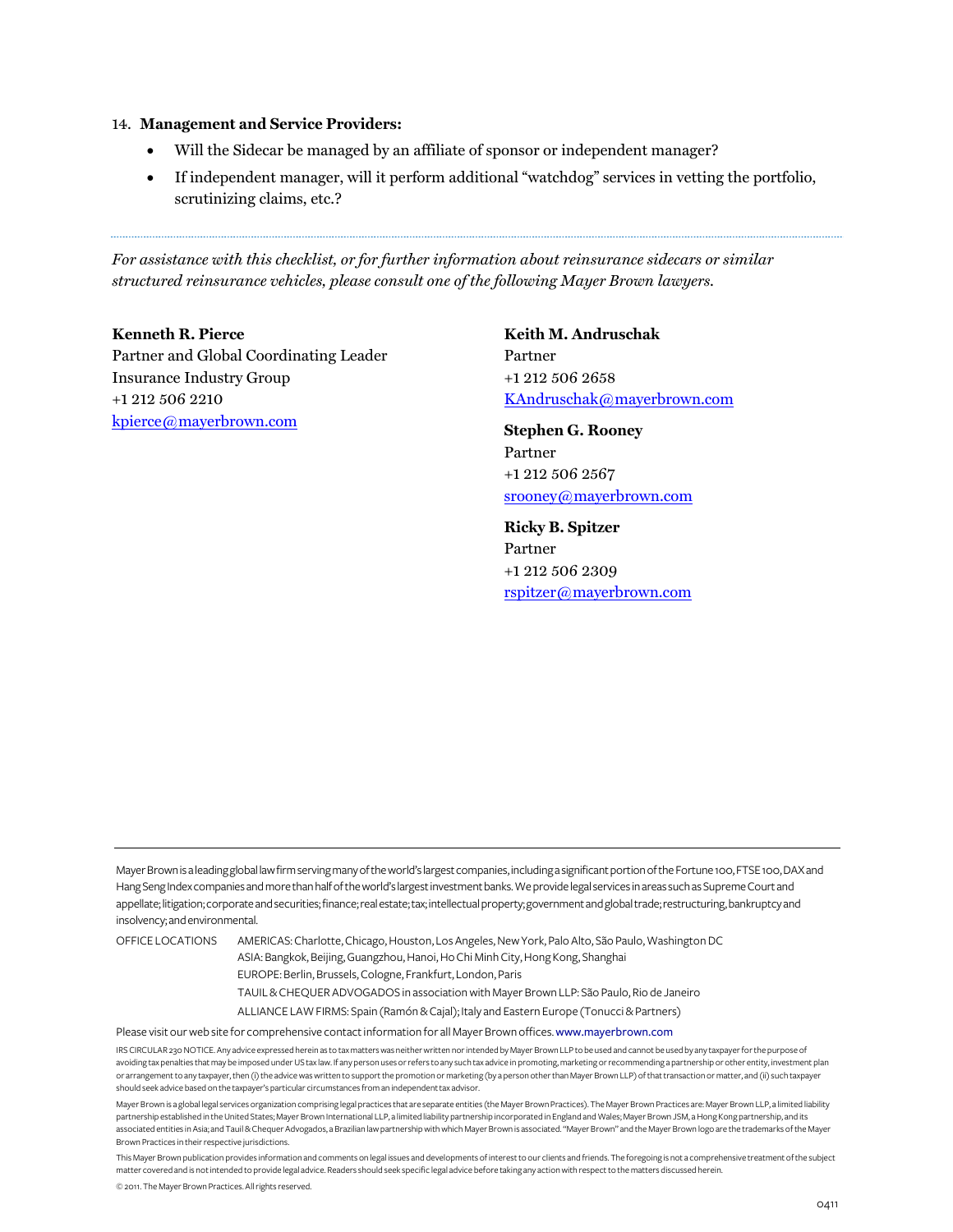14. **Management and Service Providers:**

- Will the Sidecar be managed by an affiliate of sponsor or independent manager?
- If independent manager, will it perform additional "watchdog" services in vetting the portfolio, scrutinizing claims, etc.?

---

*For assistance with this checklist, or for further information about reinsurance sidecars or similar structured reinsurance vehicles, please consult one of the following Mayer Brown lawyers.*

**Kenneth R. Pierce**
Partner and Global Coordinating Leader
Insurance Industry Group
+1 212 506 2210
kpierce@mayerbrown.com

**Keith M. Andruschak**
Partner
+1 212 506 2658
KAndruschak@mayerbrown.com

**Stephen G. Rooney**
Partner
+1 212 506 2567
srooney@mayerbrown.com

**Ricky B. Spitzer**
Partner
+1 212 506 2309
rspitzer@mayerbrown.com

---

Mayer Brown is a leading global law firm serving many of the world's largest companies, including a significant portion of the Fortune 100, FTSE 100, DAX and Hang Seng Index companies and more than half of the world's largest investment banks. We provide legal services in areas such as Supreme Court and appellate; litigation; corporate and securities; finance; real estate; tax; intellectual property; government and global trade; restructuring, bankruptcy and insolvency; and environmental.

OFFICE LOCATIONS
AMERICAS: Charlotte, Chicago, Houston, Los Angeles, New York, Palo Alto, São Paulo, Washington DC
ASIA: Bangkok, Beijing, Guangzhou, Hanoi, Ho Chi Minh City, Hong Kong, Shanghai
EUROPE: Berlin, Brussels, Cologne, Frankfurt, London, Paris
TAUIL & CHEQUER ADVOGADOS in association with Mayer Brown LLP: São Paulo, Rio de Janeiro
ALLIANCE LAW FIRMS: Spain (Ramón & Cajal); Italy and Eastern Europe (Tonucci & Partners)

Please visit our web site for comprehensive contact information for all Mayer Brown offices. www.mayerbrown.com

IRS CIRCULAR 230 NOTICE. Any advice expressed herein as to tax matters was neither written nor intended by Mayer Brown LLP to be used and cannot be used by any taxpayer for the purpose of avoiding tax penalties that may be imposed under US tax law. If any person uses or refers to any such tax advice in promoting, marketing or recommending a partnership or other entity, investment plan or arrangement to any taxpayer, then (i) the advice was written to support the promotion or marketing (by a person other than Mayer Brown LLP) of that transaction or matter, and (ii) such taxpayer should seek advice based on the taxpayer's particular circumstances from an independent tax advisor.

Mayer Brown is a global legal services organization comprising legal practices that are separate entities (the Mayer Brown Practices). The Mayer Brown Practices are: Mayer Brown LLP, a limited liability partnership established in the United States; Mayer Brown International LLP, a limited liability partnership incorporated in England and Wales; Mayer Brown JSM, a Hong Kong partnership, and its associated entities in Asia; and Tauil & Chequer Advogados, a Brazilian law partnership with which Mayer Brown is associated. "Mayer Brown" and the Mayer Brown logo are the trademarks of the Mayer Brown Practices in their respective jurisdictions.

This Mayer Brown publication provides information and comments on legal issues and developments of interest to our clients and friends. The foregoing is not a comprehensive treatment of the subject matter covered and is not intended to provide legal advice. Readers should seek specific legal advice before taking any action with respect to the matters discussed herein.

© 2011. The Mayer Brown Practices. All rights reserved.

0411